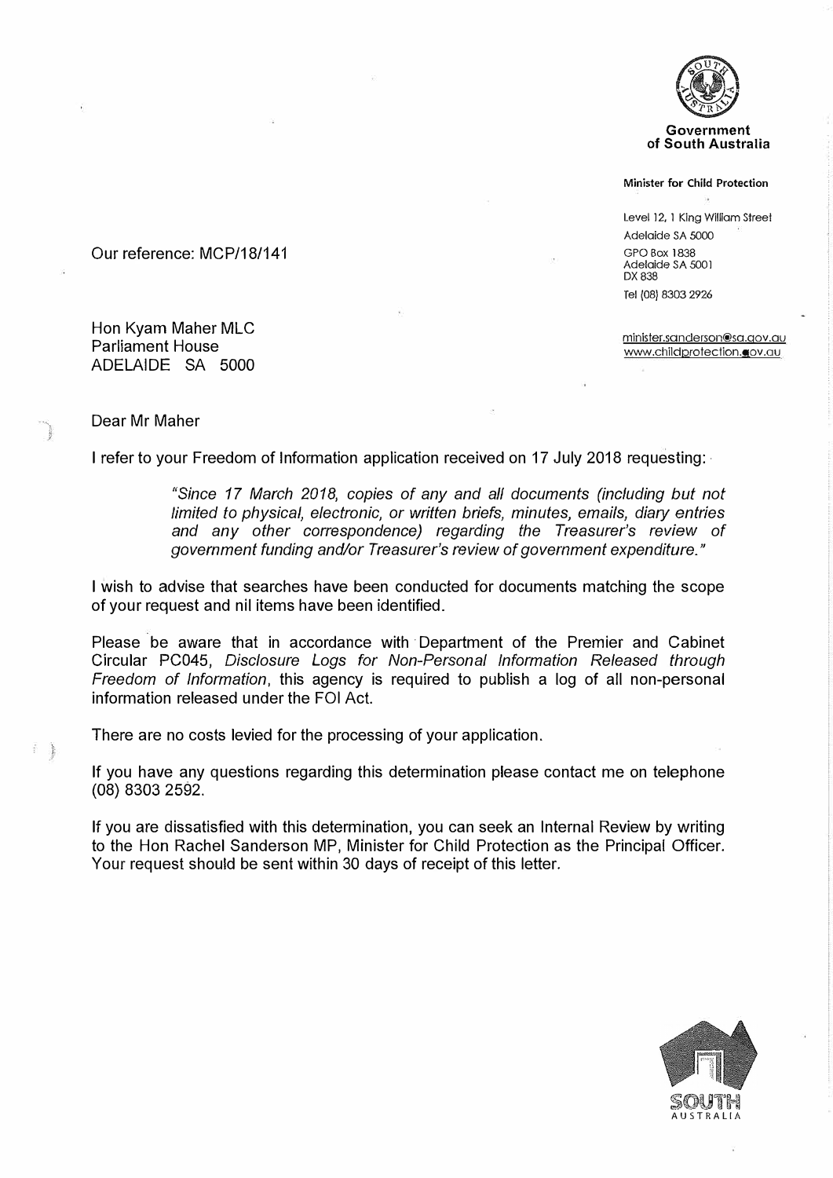Government
of South Australia

**Minister for Child Protection**

Level 12, 1 King William Street
Adelaide SA 5000
GPO Box 1838
Adelaide SA 5001
DX 838
Tel (08) 8303 2926

minister.sanderson@sa.gov.au
www.childprotection.gov.au

Our reference: MCP/18/141

Hon Kyam Maher MLC
Parliament House
ADELAIDE SA 5000

Dear Mr Maher

I refer to your Freedom of Information application received on 17 July 2018 requesting:

> *"Since 17 March 2018, copies of any and all documents (including but not limited to physical, electronic, or written briefs, minutes, emails, diary entries and any other correspondence) regarding the Treasurer's review of government funding and/or Treasurer's review of government expenditure."*

I wish to advise that searches have been conducted for documents matching the scope of your request and nil items have been identified.

Please be aware that in accordance with Department of the Premier and Cabinet Circular PC045, *Disclosure Logs for Non-Personal Information Released through Freedom of Information*, this agency is required to publish a log of all non-personal information released under the FOI Act.

There are no costs levied for the processing of your application.

If you have any questions regarding this determination please contact me on telephone (08) 8303 2592.

If you are dissatisfied with this determination, you can seek an Internal Review by writing to the Hon Rachel Sanderson MP, Minister for Child Protection as the Principal Officer. Your request should be sent within 30 days of receipt of this letter.

SOUTH AUSTRALIA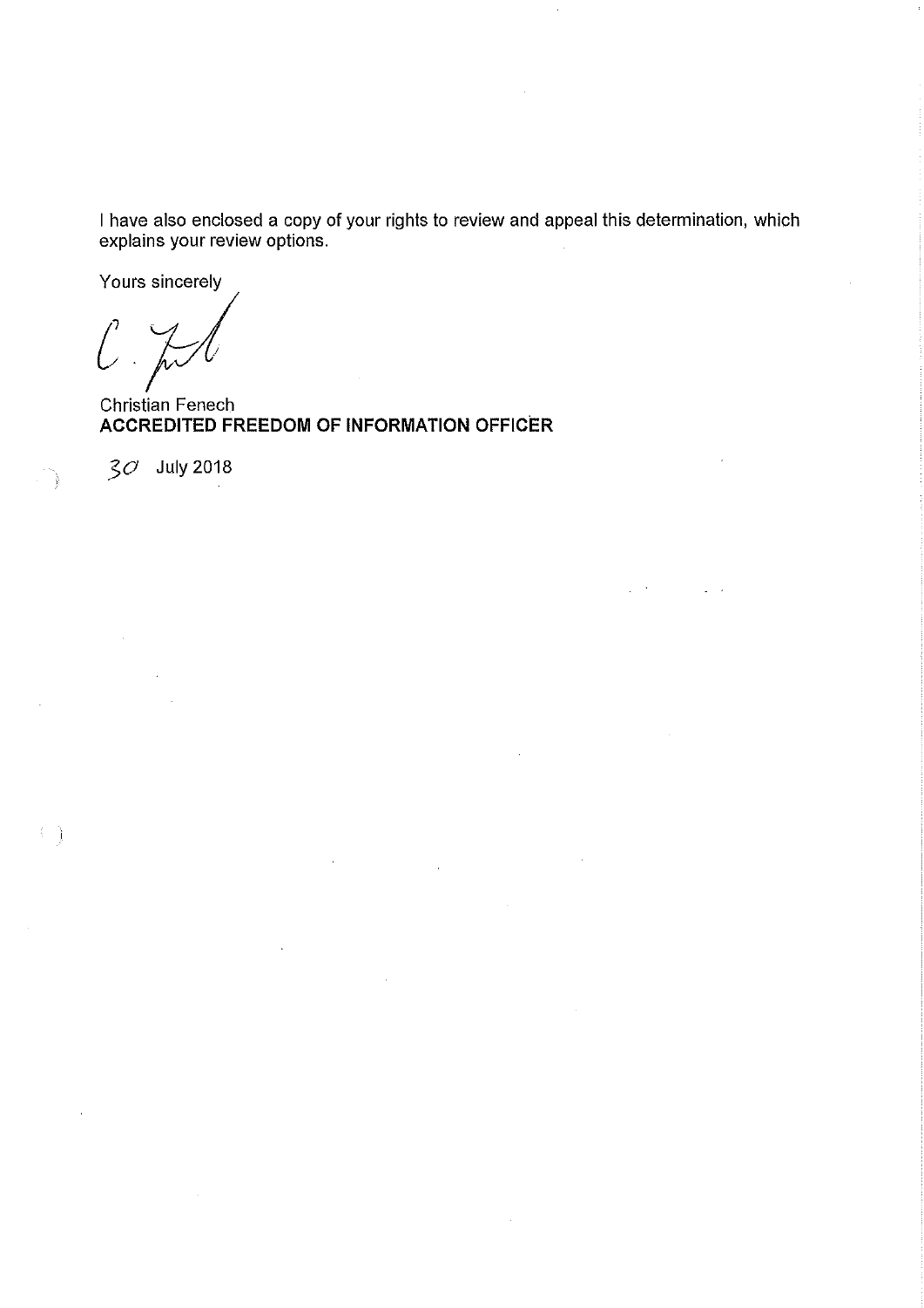I have also enclosed a copy of your rights to review and appeal this determination, which explains your review options.

Yours sincerely

Christian Fenech
**ACCREDITED FREEDOM OF INFORMATION OFFICER**

30 July 2018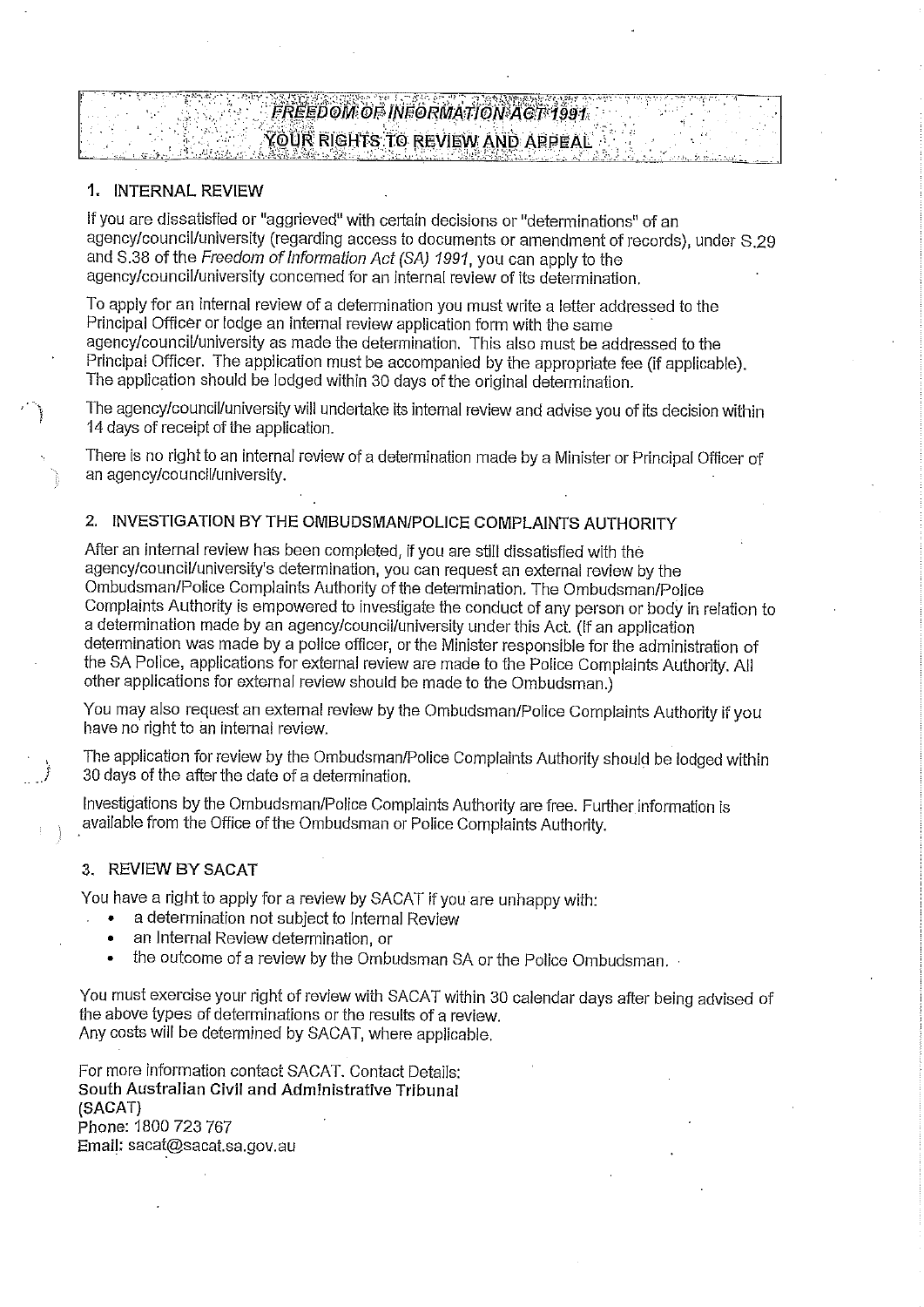# FREEDOM OF INFORMATION ACT 1991

# YOUR RIGHTS TO REVIEW AND APPEAL

## 1. INTERNAL REVIEW

If you are dissatisfied or "aggrieved" with certain decisions or "determinations" of an agency/council/university (regarding access to documents or amendment of records), under S.29 and S.38 of the *Freedom of Information Act (SA) 1991*, you can apply to the agency/council/university concerned for an internal review of its determination.

To apply for an internal review of a determination you must write a letter addressed to the Principal Officer or lodge an internal review application form with the same agency/council/university as made the determination. This also must be addressed to the Principal Officer. The application must be accompanied by the appropriate fee (if applicable). The application should be lodged within 30 days of the original determination.

The agency/council/university will undertake its internal review and advise you of its decision within 14 days of receipt of the application.

There is no right to an internal review of a determination made by a Minister or Principal Officer of an agency/council/university.

## 2. INVESTIGATION BY THE OMBUDSMAN/POLICE COMPLAINTS AUTHORITY

After an internal review has been completed, if you are still dissatisfied with the agency/council/university's determination, you can request an external review by the Ombudsman/Police Complaints Authority of the determination. The Ombudsman/Police Complaints Authority is empowered to investigate the conduct of any person or body in relation to a determination made by an agency/council/university under this Act. (If an application determination was made by a police officer, or the Minister responsible for the administration of the SA Police, applications for external review are made to the Police Complaints Authority. All other applications for external review should be made to the Ombudsman.)

You may also request an external review by the Ombudsman/Police Complaints Authority if you have no right to an internal review.

The application for review by the Ombudsman/Police Complaints Authority should be lodged within 30 days of the after the date of a determination.

Investigations by the Ombudsman/Police Complaints Authority are free. Further information is available from the Office of the Ombudsman or Police Complaints Authority.

## 3. REVIEW BY SACAT

You have a right to apply for a review by SACAT if you are unhappy with:

- a determination not subject to Internal Review
- an Internal Review determination, or
- the outcome of a review by the Ombudsman SA or the Police Ombudsman.

You must exercise your right of review with SACAT within 30 calendar days after being advised of the above types of determinations or the results of a review.
Any costs will be determined by SACAT, where applicable.

For more information contact SACAT. Contact Details:
**South Australian Civil and Administrative Tribunal**
**(SACAT)**
Phone: 1800 723 767
Email: sacat@sacat.sa.gov.au